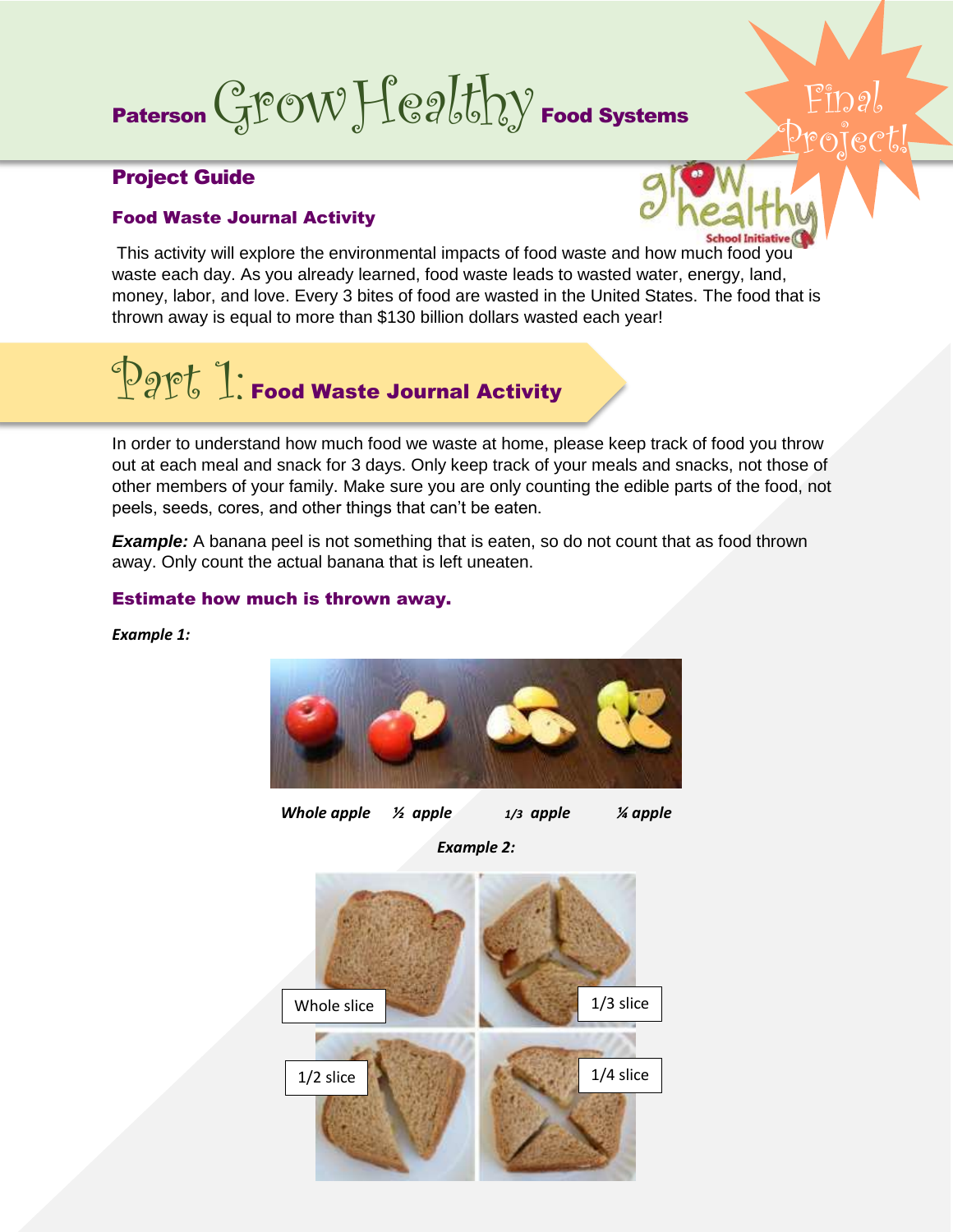# Paterson Grow Healthy Food Systems

Final Project!

## Project Guide

### Food Waste Journal Activity

This activity will explore the environmental impacts of food waste and how much food you waste each day. As you already learned, food waste leads to wasted water, energy, land, money, labor, and love. Every 3 bites of food are wasted in the United States. The food that is thrown away is equal to more than $130 billion dollars wasted each year!

## Part 1: Food Waste Journal Activity

In order to understand how much food we waste at home, please keep track of food you throw out at each meal and snack for 3 days. Only keep track of your meals and snacks, not those of other members of your family. Make sure you are only counting the edible parts of the food, not peels, seeds, cores, and other things that can't be eaten.

***Example:*** A banana peel is not something that is eaten, so do not count that as food thrown away. Only count the actual banana that is left uneaten.

### Estimate how much is thrown away.

***Example 1:***

***Whole apple*** ***½ apple*** ***1/3 apple*** ***¼ apple***

***Example 2:***

Whole slice

1/3 slice

1/2 slice

1/4 slice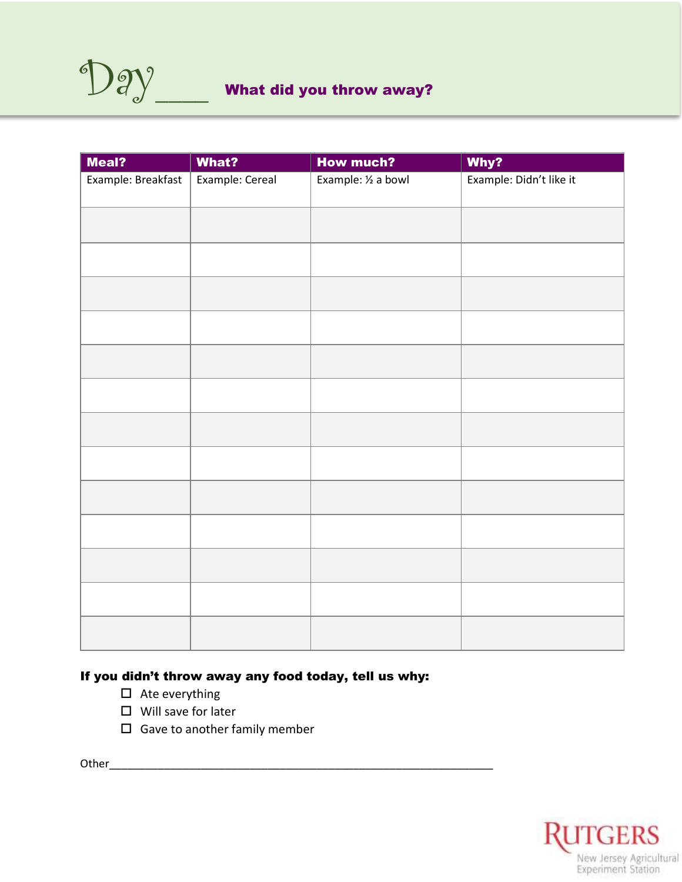# Day_____ What did you throw away?

| Meal? | What? | How much? | Why? |
|---|---|---|---|
| Example: Breakfast | Example: Cereal | Example: ½ a bowl | Example: Didn't like it |
| | | | |
| | | | |
| | | | |
| | | | |
| | | | |
| | | | |
| | | | |
| | | | |
| | | | |
| | | | |
| | | | |
| | | | |
| | | | |

**If you didn't throw away any food today, tell us why:**

- ☐ Ate everything
- ☐ Will save for later
- ☐ Gave to another family member

Other_______________________________________________________________

RUTGERS
New Jersey Agricultural Experiment Station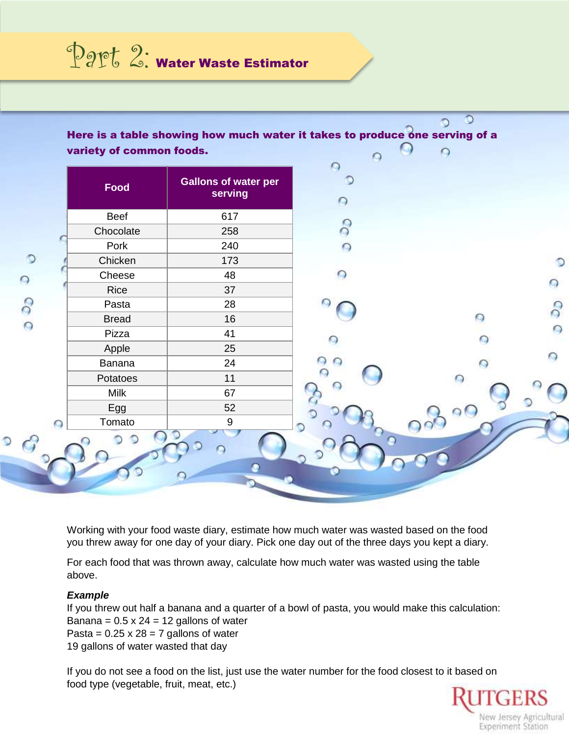# Part 2: Water Waste Estimator

**Here is a table showing how much water it takes to produce one serving of a variety of common foods.**

| Food | Gallons of water per serving |
|---|---|
| Beef | 617 |
| Chocolate | 258 |
| Pork | 240 |
| Chicken | 173 |
| Cheese | 48 |
| Rice | 37 |
| Pasta | 28 |
| Bread | 16 |
| Pizza | 41 |
| Apple | 25 |
| Banana | 24 |
| Potatoes | 11 |
| Milk | 67 |
| Egg | 52 |
| Tomato | 9 |

Working with your food waste diary, estimate how much water was wasted based on the food you threw away for one day of your diary. Pick one day out of the three days you kept a diary.

For each food that was thrown away, calculate how much water was wasted using the table above.

***Example***

If you threw out half a banana and a quarter of a bowl of pasta, you would make this calculation:
Banana = 0.5 x 24 = 12 gallons of water
Pasta = 0.25 x 28 = 7 gallons of water
19 gallons of water wasted that day

If you do not see a food on the list, just use the water number for the food closest to it based on food type (vegetable, fruit, meat, etc.)

RUTGERS
New Jersey Agricultural Experiment Station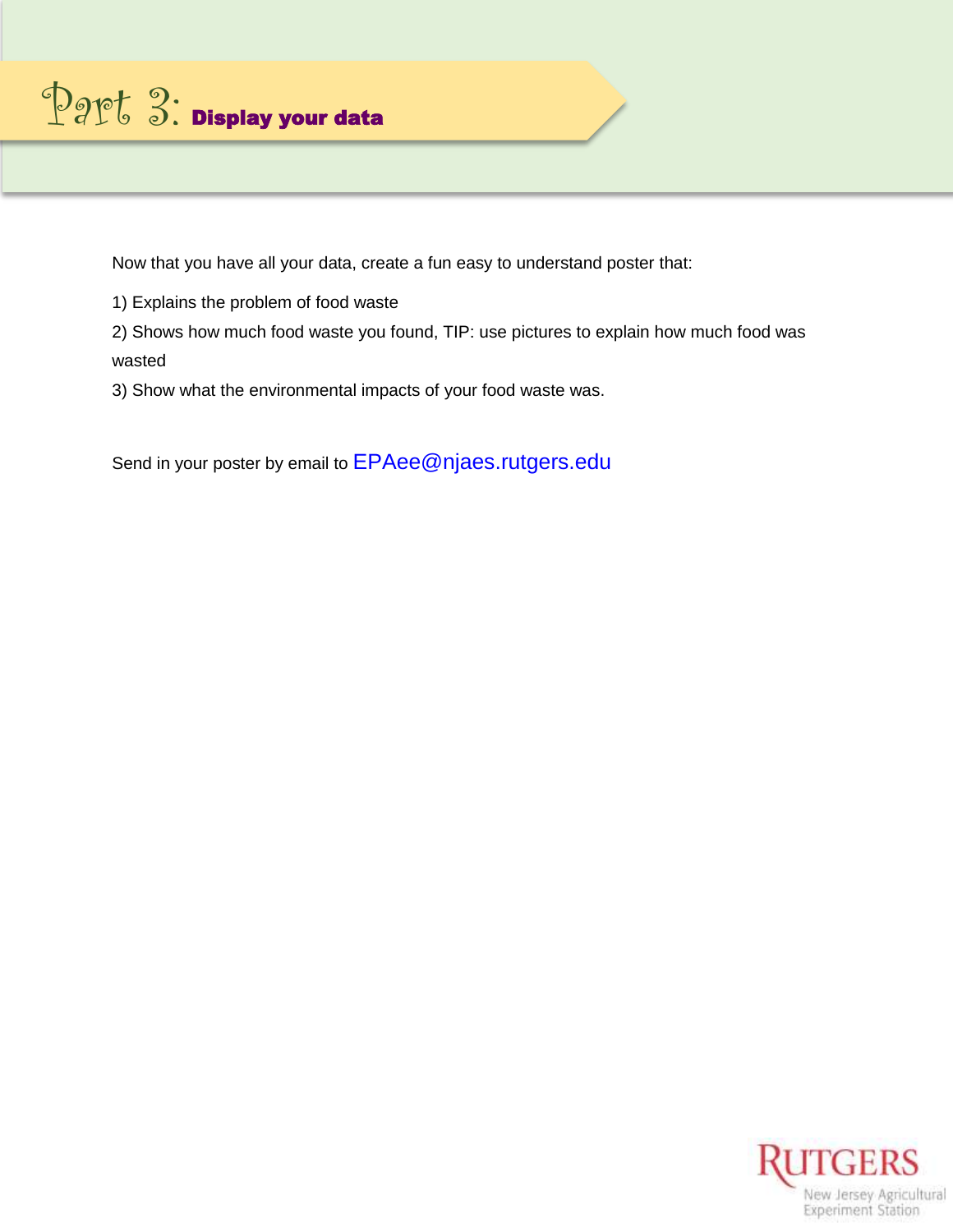# Part 3: Display your data

Now that you have all your data, create a fun easy to understand poster that:

1) Explains the problem of food waste
2) Shows how much food waste you found, TIP: use pictures to explain how much food was wasted
3) Show what the environmental impacts of your food waste was.

Send in your poster by email to EPAee@njaes.rutgers.edu

RUTGERS
New Jersey Agricultural Experiment Station